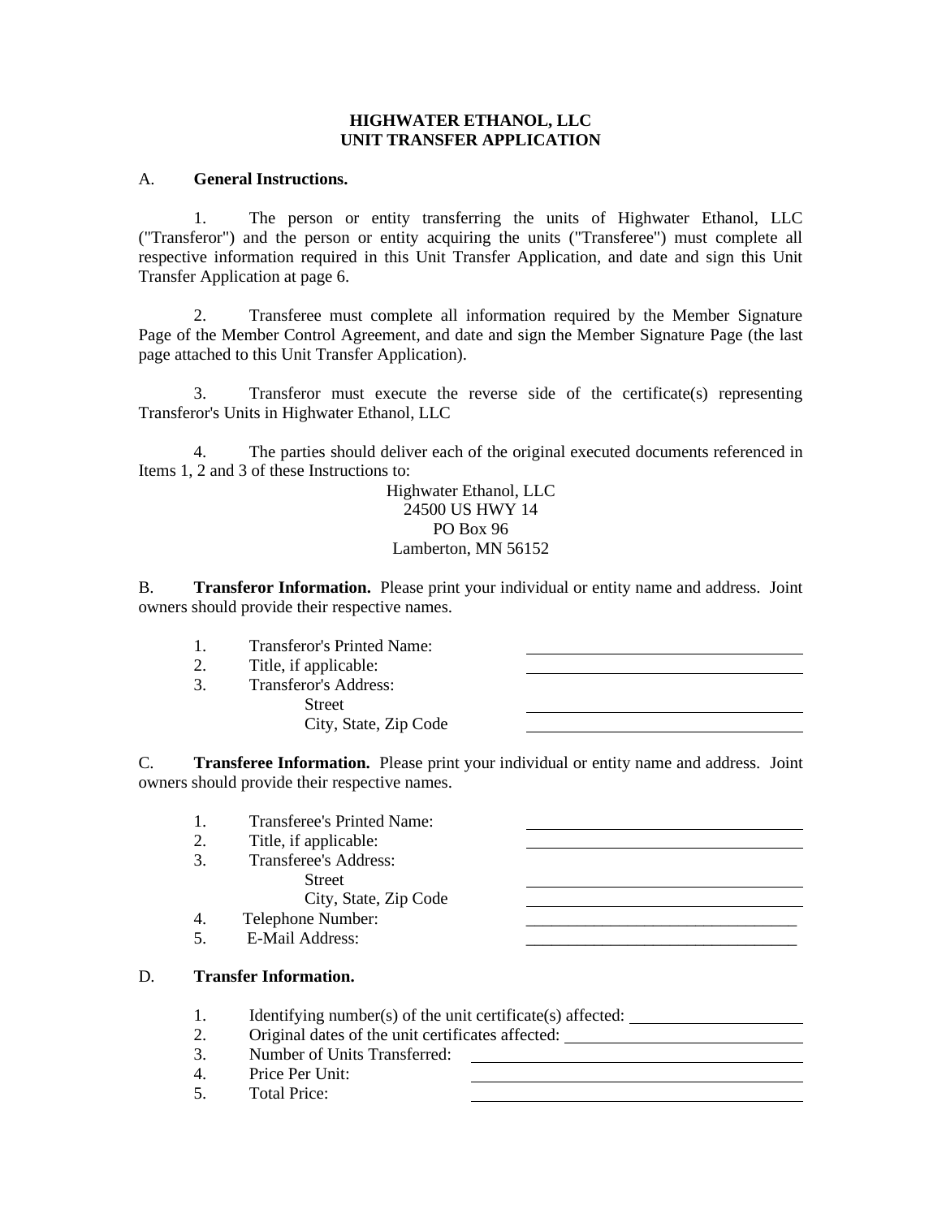# HIGHWATER ETHANOL, LLC
# UNIT TRANSFER APPLICATION

A. **General Instructions.**

1. The person or entity transferring the units of Highwater Ethanol, LLC ("Transferor") and the person or entity acquiring the units ("Transferee") must complete all respective information required in this Unit Transfer Application, and date and sign this Unit Transfer Application at page 6.

2. Transferee must complete all information required by the Member Signature Page of the Member Control Agreement, and date and sign the Member Signature Page (the last page attached to this Unit Transfer Application).

3. Transferor must execute the reverse side of the certificate(s) representing Transferor's Units in Highwater Ethanol, LLC

4. The parties should deliver each of the original executed documents referenced in Items 1, 2 and 3 of these Instructions to:

Highwater Ethanol, LLC
24500 US HWY 14
PO Box 96
Lamberton, MN 56152

B. **Transferor Information.** Please print your individual or entity name and address. Joint owners should provide their respective names.

1. Transferor's Printed Name: ______________________________
2. Title, if applicable: ______________________________
3. Transferor's Address:
   Street ______________________________
   City, State, Zip Code ______________________________

C. **Transferee Information.** Please print your individual or entity name and address. Joint owners should provide their respective names.

1. Transferee's Printed Name: ______________________________
2. Title, if applicable: ______________________________
3. Transferee's Address:
   Street ______________________________
   City, State, Zip Code ______________________________
4. Telephone Number: ______________________________
5. E-Mail Address: ______________________________

D. **Transfer Information.**

1. Identifying number(s) of the unit certificate(s) affected: ____________________
2. Original dates of the unit certificates affected: ______________________________
3. Number of Units Transferred: ______________________________
4. Price Per Unit: ______________________________
5. Total Price: ______________________________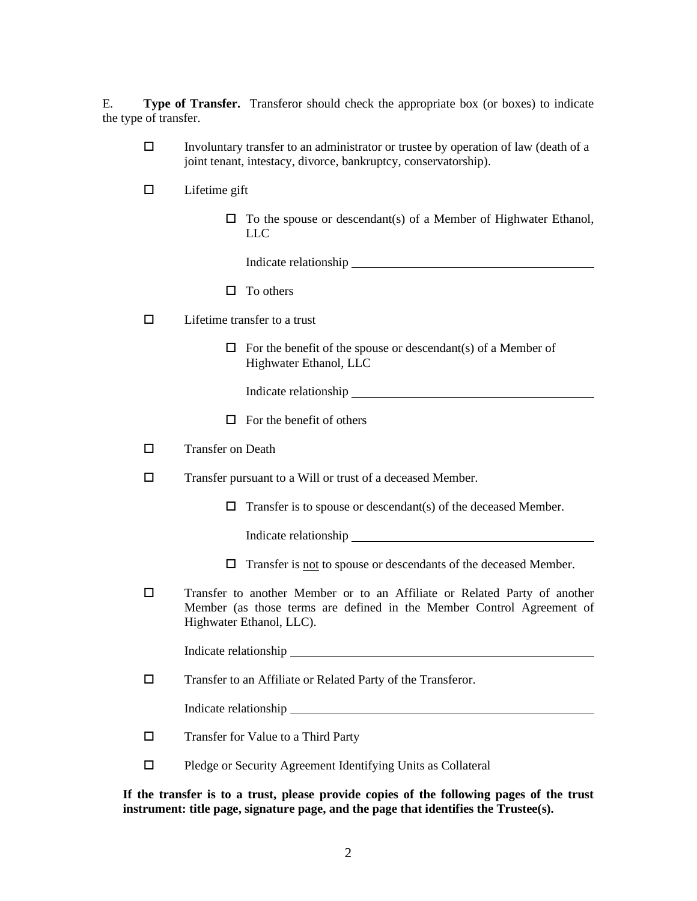E. **Type of Transfer.** Transferor should check the appropriate box (or boxes) to indicate the type of transfer.

- ☐ Involuntary transfer to an administrator or trustee by operation of law (death of a joint tenant, intestacy, divorce, bankruptcy, conservatorship).

- ☐ Lifetime gift

    - ☐ To the spouse or descendant(s) of a Member of Highwater Ethanol, LLC

      Indicate relationship \_\_\_\_\_\_\_\_\_\_\_\_\_\_\_\_\_\_\_\_\_\_\_\_\_\_\_\_\_\_\_\_\_\_\_\_\_\_\_\_

    - ☐ To others

- ☐ Lifetime transfer to a trust

    - ☐ For the benefit of the spouse or descendant(s) of a Member of Highwater Ethanol, LLC

      Indicate relationship \_\_\_\_\_\_\_\_\_\_\_\_\_\_\_\_\_\_\_\_\_\_\_\_\_\_\_\_\_\_\_\_\_\_\_\_\_\_\_\_

    - ☐ For the benefit of others

- ☐ Transfer on Death

- ☐ Transfer pursuant to a Will or trust of a deceased Member.

    - ☐ Transfer is to spouse or descendant(s) of the deceased Member.

      Indicate relationship \_\_\_\_\_\_\_\_\_\_\_\_\_\_\_\_\_\_\_\_\_\_\_\_\_\_\_\_\_\_\_\_\_\_\_\_\_\_\_\_

    - ☐ Transfer is <u>not</u> to spouse or descendants of the deceased Member.

- ☐ Transfer to another Member or to an Affiliate or Related Party of another Member (as those terms are defined in the Member Control Agreement of Highwater Ethanol, LLC).

  Indicate relationship \_\_\_\_\_\_\_\_\_\_\_\_\_\_\_\_\_\_\_\_\_\_\_\_\_\_\_\_\_\_\_\_\_\_\_\_\_\_\_\_\_\_\_\_\_\_\_\_\_\_

- ☐ Transfer to an Affiliate or Related Party of the Transferor.

  Indicate relationship \_\_\_\_\_\_\_\_\_\_\_\_\_\_\_\_\_\_\_\_\_\_\_\_\_\_\_\_\_\_\_\_\_\_\_\_\_\_\_\_\_\_\_\_\_\_\_\_\_\_

- ☐ Transfer for Value to a Third Party

- ☐ Pledge or Security Agreement Identifying Units as Collateral

**If the transfer is to a trust, please provide copies of the following pages of the trust instrument: title page, signature page, and the page that identifies the Trustee(s).**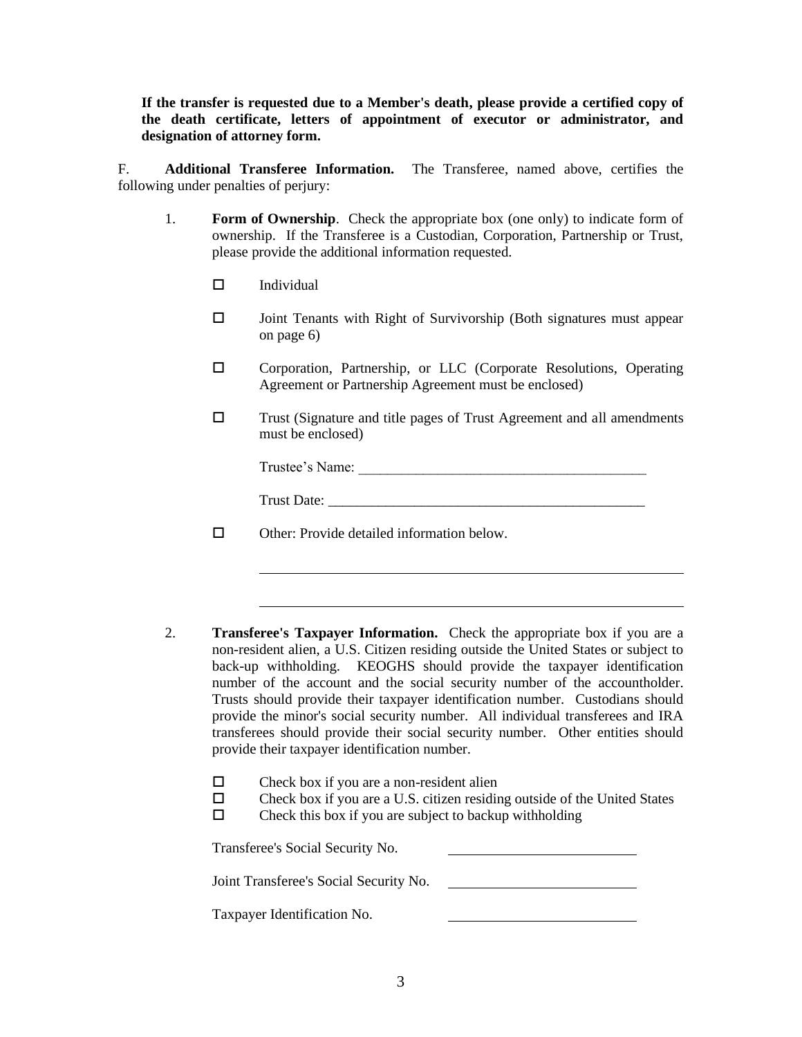**If the transfer is requested due to a Member's death, please provide a certified copy of the death certificate, letters of appointment of executor or administrator, and designation of attorney form.**

F. **Additional Transferee Information.** The Transferee, named above, certifies the following under penalties of perjury:

1. **Form of Ownership**. Check the appropriate box (one only) to indicate form of ownership. If the Transferee is a Custodian, Corporation, Partnership or Trust, please provide the additional information requested.

   - ☐ Individual
   - ☐ Joint Tenants with Right of Survivorship (Both signatures must appear on page 6)
   - ☐ Corporation, Partnership, or LLC (Corporate Resolutions, Operating Agreement or Partnership Agreement must be enclosed)
   - ☐ Trust (Signature and title pages of Trust Agreement and all amendments must be enclosed)

     Trustee's Name: ________________________________________

     Trust Date: ____________________________________________

   - ☐ Other: Provide detailed information below.

     ____________________________________________________________

     ____________________________________________________________

2. **Transferee's Taxpayer Information.** Check the appropriate box if you are a non-resident alien, a U.S. Citizen residing outside the United States or subject to back-up withholding. KEOGHS should provide the taxpayer identification number of the account and the social security number of the accountholder. Trusts should provide their taxpayer identification number. Custodians should provide the minor's social security number. All individual transferees and IRA transferees should provide their social security number. Other entities should provide their taxpayer identification number.

   - ☐ Check box if you are a non-resident alien
   - ☐ Check box if you are a U.S. citizen residing outside of the United States
   - ☐ Check this box if you are subject to backup withholding

   Transferee's Social Security No. ____________________________

   Joint Transferee's Social Security No. ____________________________

   Taxpayer Identification No. ____________________________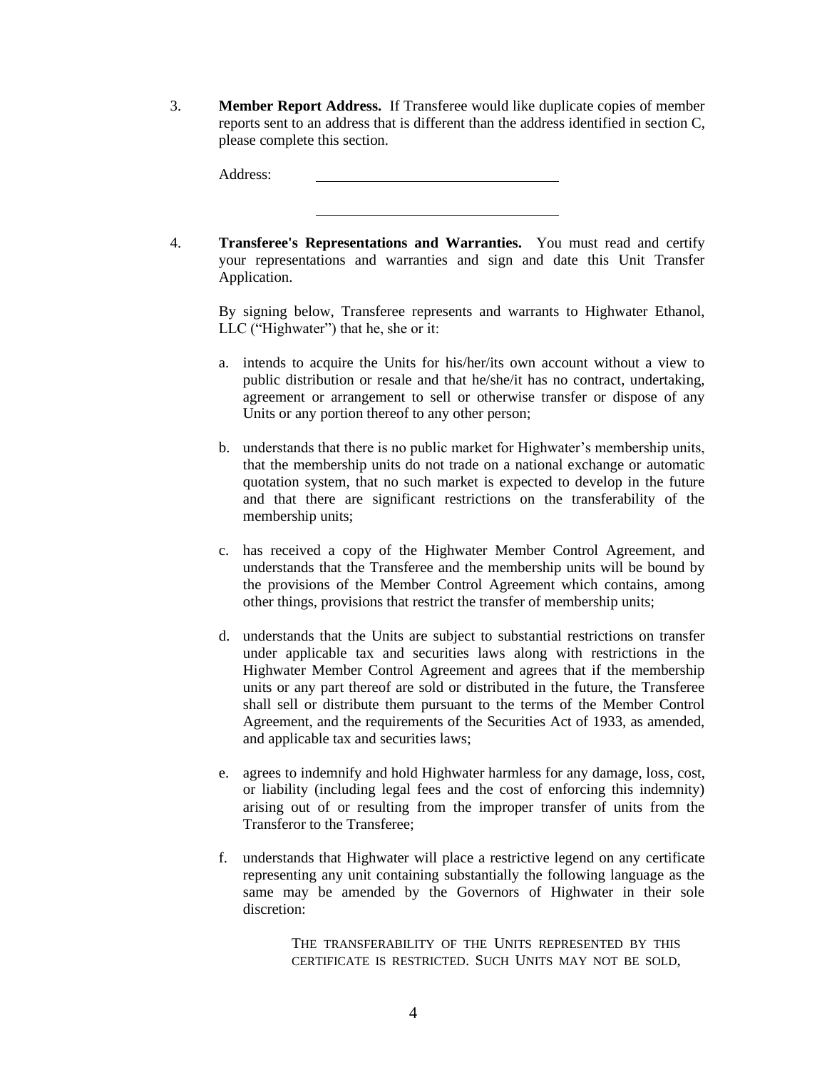3. **Member Report Address.** If Transferee would like duplicate copies of member reports sent to an address that is different than the address identified in section C, please complete this section.

Address: ________________________________

________________________________

4. **Transferee's Representations and Warranties.** You must read and certify your representations and warranties and sign and date this Unit Transfer Application.

By signing below, Transferee represents and warrants to Highwater Ethanol, LLC ("Highwater") that he, she or it:

a. intends to acquire the Units for his/her/its own account without a view to public distribution or resale and that he/she/it has no contract, undertaking, agreement or arrangement to sell or otherwise transfer or dispose of any Units or any portion thereof to any other person;

b. understands that there is no public market for Highwater's membership units, that the membership units do not trade on a national exchange or automatic quotation system, that no such market is expected to develop in the future and that there are significant restrictions on the transferability of the membership units;

c. has received a copy of the Highwater Member Control Agreement, and understands that the Transferee and the membership units will be bound by the provisions of the Member Control Agreement which contains, among other things, provisions that restrict the transfer of membership units;

d. understands that the Units are subject to substantial restrictions on transfer under applicable tax and securities laws along with restrictions in the Highwater Member Control Agreement and agrees that if the membership units or any part thereof are sold or distributed in the future, the Transferee shall sell or distribute them pursuant to the terms of the Member Control Agreement, and the requirements of the Securities Act of 1933, as amended, and applicable tax and securities laws;

e. agrees to indemnify and hold Highwater harmless for any damage, loss, cost, or liability (including legal fees and the cost of enforcing this indemnity) arising out of or resulting from the improper transfer of units from the Transferor to the Transferee;

f. understands that Highwater will place a restrictive legend on any certificate representing any unit containing substantially the following language as the same may be amended by the Governors of Highwater in their sole discretion:

> THE TRANSFERABILITY OF THE UNITS REPRESENTED BY THIS CERTIFICATE IS RESTRICTED. SUCH UNITS MAY NOT BE SOLD,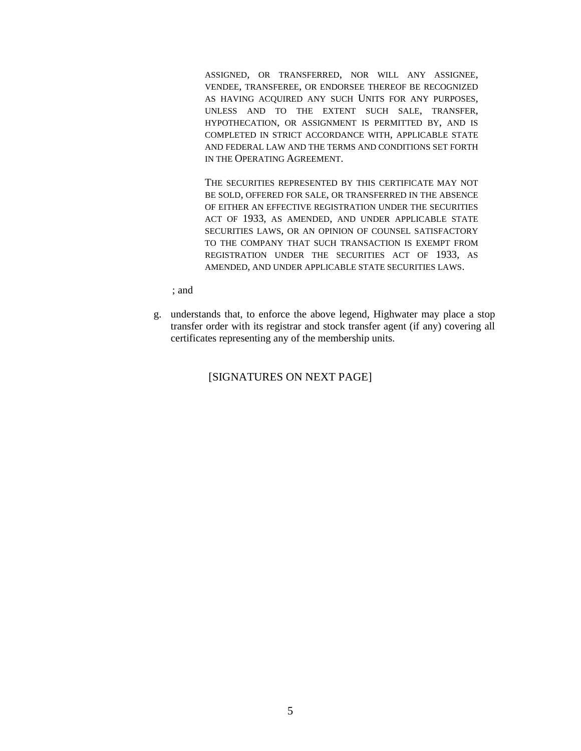> ASSIGNED, OR TRANSFERRED, NOR WILL ANY ASSIGNEE, VENDEE, TRANSFEREE, OR ENDORSEE THEREOF BE RECOGNIZED AS HAVING ACQUIRED ANY SUCH UNITS FOR ANY PURPOSES, UNLESS AND TO THE EXTENT SUCH SALE, TRANSFER, HYPOTHECATION, OR ASSIGNMENT IS PERMITTED BY, AND IS COMPLETED IN STRICT ACCORDANCE WITH, APPLICABLE STATE AND FEDERAL LAW AND THE TERMS AND CONDITIONS SET FORTH IN THE OPERATING AGREEMENT.
>
> THE SECURITIES REPRESENTED BY THIS CERTIFICATE MAY NOT BE SOLD, OFFERED FOR SALE, OR TRANSFERRED IN THE ABSENCE OF EITHER AN EFFECTIVE REGISTRATION UNDER THE SECURITIES ACT OF 1933, AS AMENDED, AND UNDER APPLICABLE STATE SECURITIES LAWS, OR AN OPINION OF COUNSEL SATISFACTORY TO THE COMPANY THAT SUCH TRANSACTION IS EXEMPT FROM REGISTRATION UNDER THE SECURITIES ACT OF 1933, AS AMENDED, AND UNDER APPLICABLE STATE SECURITIES LAWS.

; and

g. understands that, to enforce the above legend, Highwater may place a stop transfer order with its registrar and stock transfer agent (if any) covering all certificates representing any of the membership units.

[SIGNATURES ON NEXT PAGE]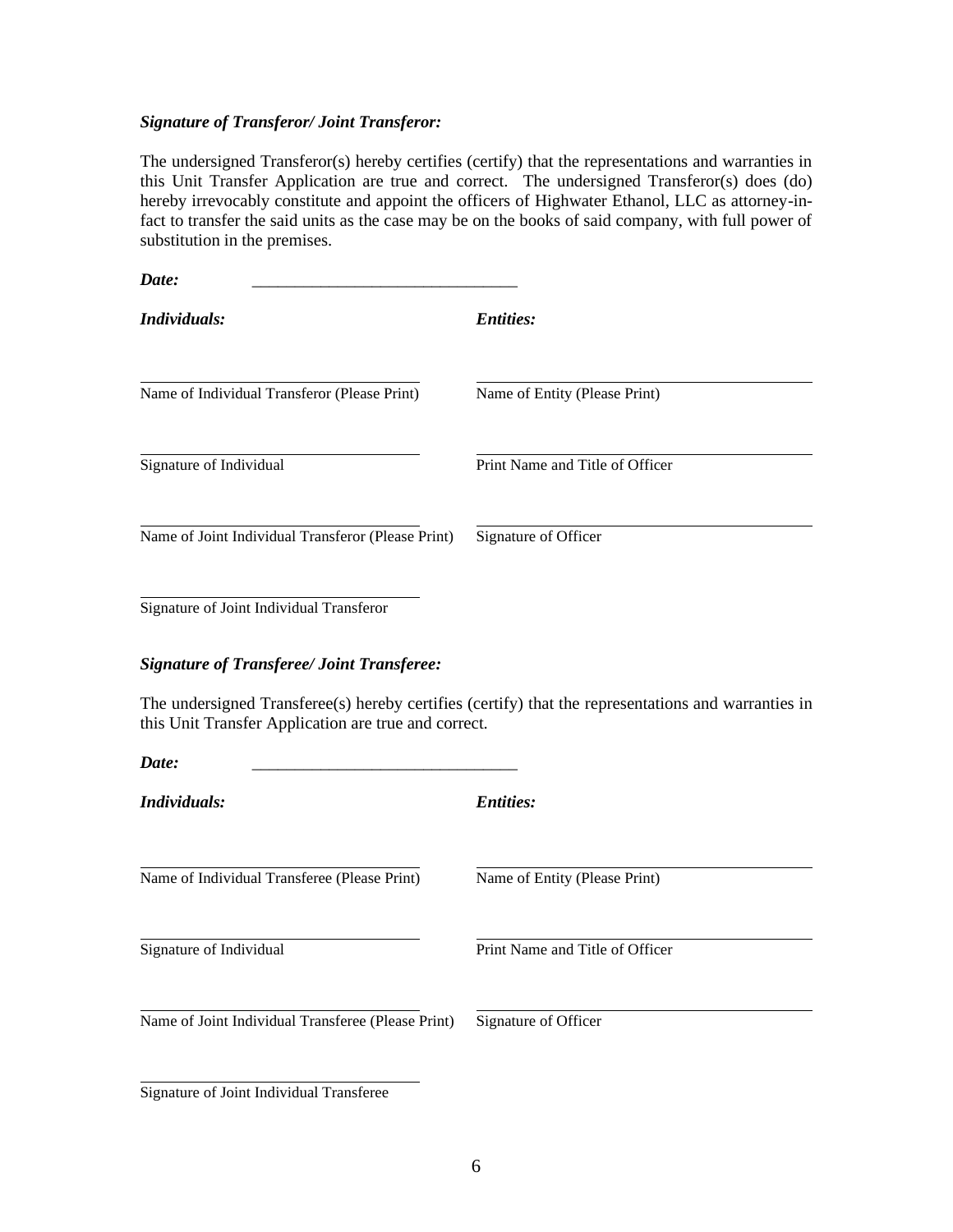***Signature of Transferor/ Joint Transferor:***

The undersigned Transferor(s) hereby certifies (certify) that the representations and warranties in this Unit Transfer Application are true and correct. The undersigned Transferor(s) does (do) hereby irrevocably constitute and appoint the officers of Highwater Ethanol, LLC as attorney-in-fact to transfer the said units as the case may be on the books of said company, with full power of substitution in the premises.

***Date:*** ________________________________

| ***Individuals:*** | ***Entities:*** |
|---|---|
| ______________________________ | ______________________________ |
| Name of Individual Transferor (Please Print) | Name of Entity (Please Print) |
| ______________________________ | ______________________________ |
| Signature of Individual | Print Name and Title of Officer |
| ______________________________ | ______________________________ |
| Name of Joint Individual Transferor (Please Print) | Signature of Officer |
| ______________________________ | |
| Signature of Joint Individual Transferor | |

***Signature of Transferee/ Joint Transferee:***

The undersigned Transferee(s) hereby certifies (certify) that the representations and warranties in this Unit Transfer Application are true and correct.

***Date:*** ________________________________

| ***Individuals:*** | ***Entities:*** |
|---|---|
| ______________________________ | ______________________________ |
| Name of Individual Transferee (Please Print) | Name of Entity (Please Print) |
| ______________________________ | ______________________________ |
| Signature of Individual | Print Name and Title of Officer |
| ______________________________ | ______________________________ |
| Name of Joint Individual Transferee (Please Print) | Signature of Officer |
| ______________________________ | |
| Signature of Joint Individual Transferee | |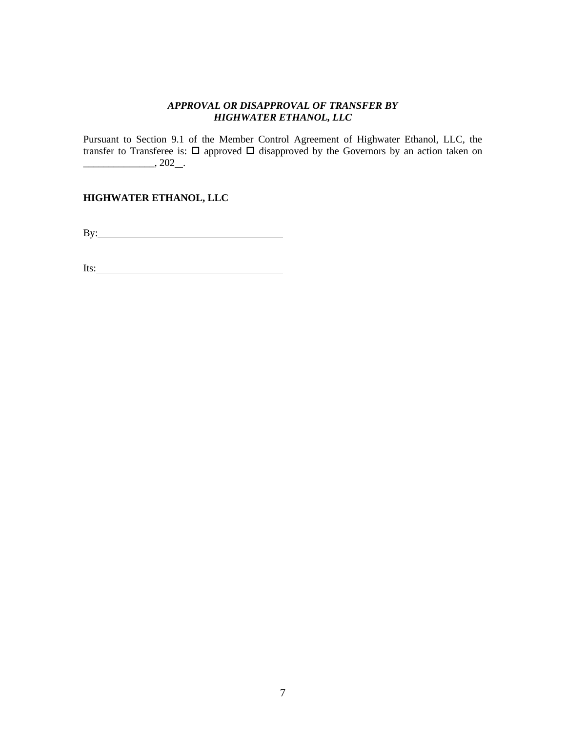***APPROVAL OR DISAPPROVAL OF TRANSFER BY HIGHWATER ETHANOL, LLC***

Pursuant to Section 9.1 of the Member Control Agreement of Highwater Ethanol, LLC, the transfer to Transferee is: ☐ approved ☐ disapproved by the Governors by an action taken on ______________, 202__.

**HIGHWATER ETHANOL, LLC**

By:____________________________________

Its:____________________________________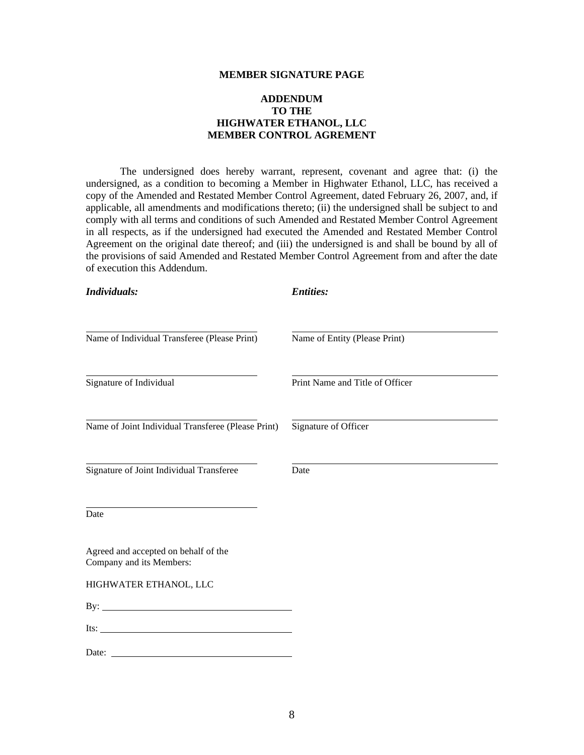**MEMBER SIGNATURE PAGE**

**ADDENDUM**
**TO THE**
**HIGHWATER ETHANOL, LLC**
**MEMBER CONTROL AGREMENT**

The undersigned does hereby warrant, represent, covenant and agree that: (i) the undersigned, as a condition to becoming a Member in Highwater Ethanol, LLC, has received a copy of the Amended and Restated Member Control Agreement, dated February 26, 2007, and, if applicable, all amendments and modifications thereto; (ii) the undersigned shall be subject to and comply with all terms and conditions of such Amended and Restated Member Control Agreement in all respects, as if the undersigned had executed the Amended and Restated Member Control Agreement on the original date thereof; and (iii) the undersigned is and shall be bound by all of the provisions of said Amended and Restated Member Control Agreement from and after the date of execution this Addendum.

| ***Individuals:*** | ***Entities:*** |
| --- | --- |
| ______________________________ | ______________________________ |
| Name of Individual Transferee (Please Print) | Name of Entity (Please Print) |
| ______________________________ | ______________________________ |
| Signature of Individual | Print Name and Title of Officer |
| ______________________________ | ______________________________ |
| Name of Joint Individual Transferee (Please Print) | Signature of Officer |
| ______________________________ | ______________________________ |
| Signature of Joint Individual Transferee | Date |
| ______________________________ | |
| Date | |

Agreed and accepted on behalf of the
Company and its Members:

HIGHWATER ETHANOL, LLC

By: ______________________________

Its: ______________________________

Date: ______________________________